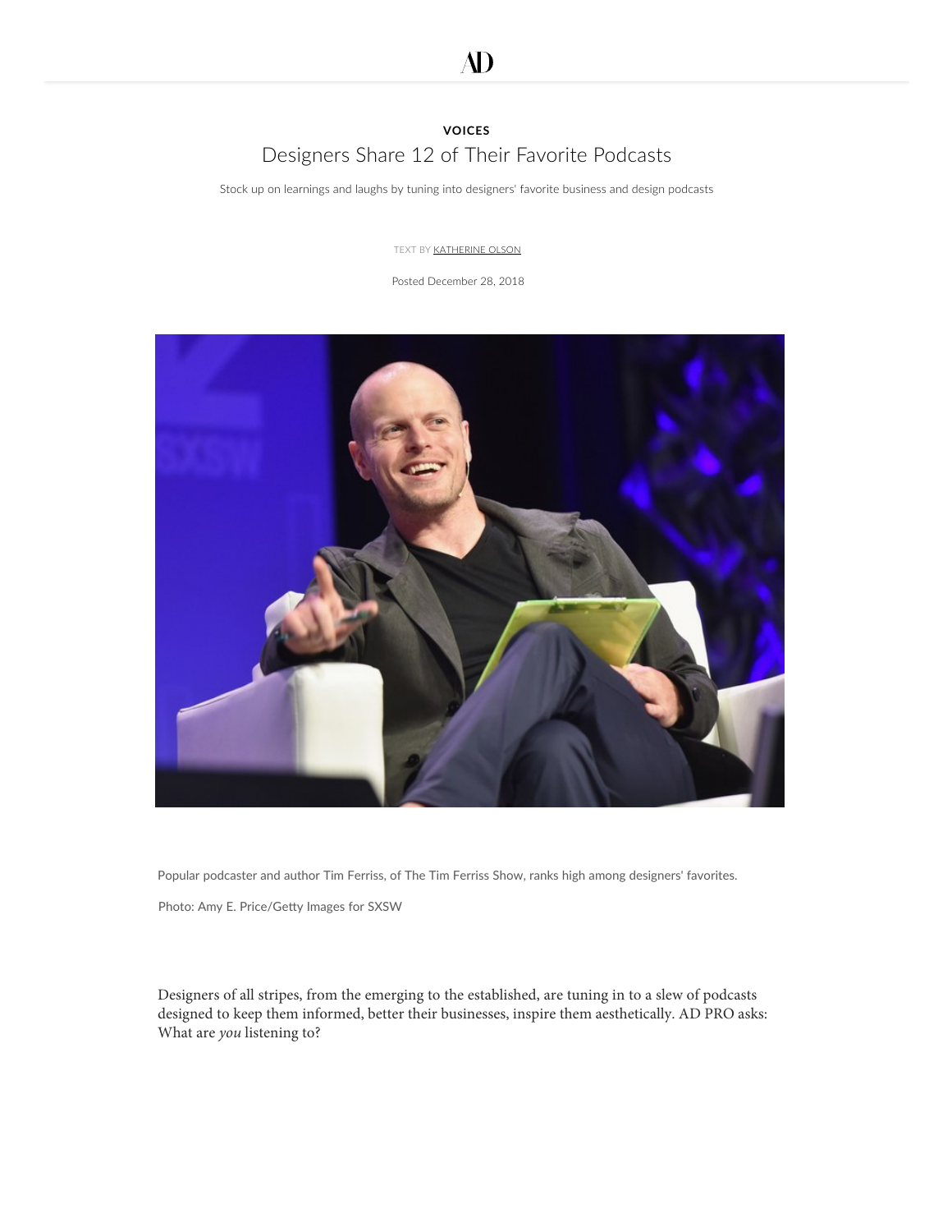AD

**VOICES**

# Designers Share 12 of Their Favorite Podcasts

Stock up on learnings and laughs by tuning into designers' favorite business and design podcasts

TEXT BY KATHERINE OLSON

Posted December 28, 2018

Popular podcaster and author Tim Ferriss, of The Tim Ferriss Show, ranks high among designers' favorites.

Photo: Amy E. Price/Getty Images for SXSW

Designers of all stripes, from the emerging to the established, are tuning in to a slew of podcasts designed to keep them informed, better their businesses, inspire them aesthetically. AD PRO asks: What are *you* listening to?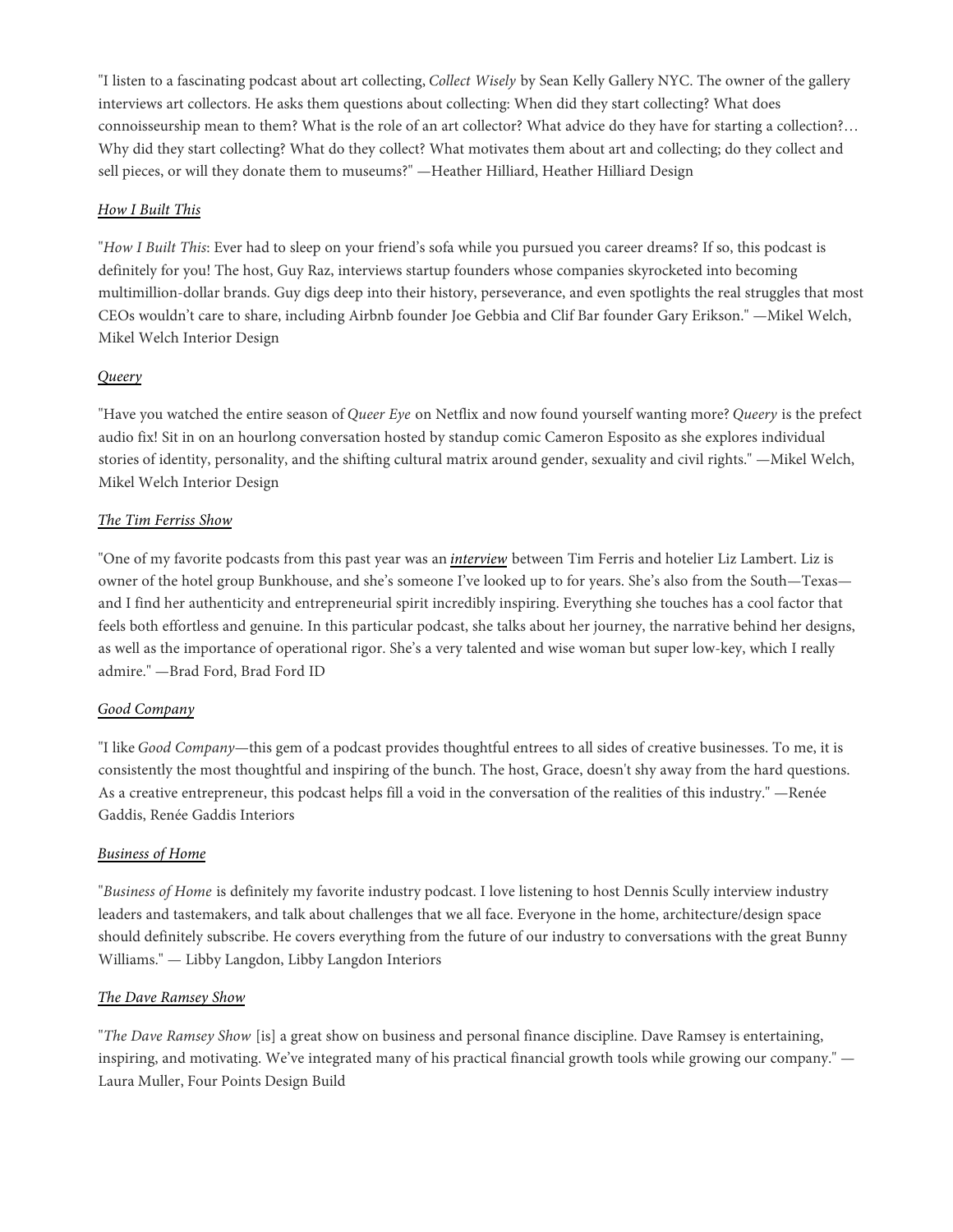"I listen to a fascinating podcast about art collecting, *Collect Wisely* by Sean Kelly Gallery NYC. The owner of the gallery interviews art collectors. He asks them questions about collecting: When did they start collecting? What does connoisseurship mean to them? What is the role of an art collector? What advice do they have for starting a collection?… Why did they start collecting? What do they collect? What motivates them about art and collecting; do they collect and sell pieces, or will they donate them to museums?" —Heather Hilliard, Heather Hilliard Design

*How I Built This*

"*How I Built This*: Ever had to sleep on your friend's sofa while you pursued you career dreams? If so, this podcast is definitely for you! The host, Guy Raz, interviews startup founders whose companies skyrocketed into becoming multimillion-dollar brands. Guy digs deep into their history, perseverance, and even spotlights the real struggles that most CEOs wouldn't care to share, including Airbnb founder Joe Gebbia and Clif Bar founder Gary Erikson." —Mikel Welch, Mikel Welch Interior Design

*Queery*

"Have you watched the entire season of *Queer Eye* on Netflix and now found yourself wanting more? *Queery* is the prefect audio fix! Sit in on an hourlong conversation hosted by standup comic Cameron Esposito as she explores individual stories of identity, personality, and the shifting cultural matrix around gender, sexuality and civil rights." —Mikel Welch, Mikel Welch Interior Design

*The Tim Ferriss Show*

"One of my favorite podcasts from this past year was an ***interview*** between Tim Ferris and hotelier Liz Lambert. Liz is owner of the hotel group Bunkhouse, and she's someone I've looked up to for years. She's also from the South—Texas—and I find her authenticity and entrepreneurial spirit incredibly inspiring. Everything she touches has a cool factor that feels both effortless and genuine. In this particular podcast, she talks about her journey, the narrative behind her designs, as well as the importance of operational rigor. She's a very talented and wise woman but super low-key, which I really admire." —Brad Ford, Brad Ford ID

*Good Company*

"I like *Good Company*—this gem of a podcast provides thoughtful entrees to all sides of creative businesses. To me, it is consistently the most thoughtful and inspiring of the bunch. The host, Grace, doesn't shy away from the hard questions. As a creative entrepreneur, this podcast helps fill a void in the conversation of the realities of this industry." —Renée Gaddis, Renée Gaddis Interiors

*Business of Home*

"*Business of Home* is definitely my favorite industry podcast. I love listening to host Dennis Scully interview industry leaders and tastemakers, and talk about challenges that we all face. Everyone in the home, architecture/design space should definitely subscribe. He covers everything from the future of our industry to conversations with the great Bunny Williams." — Libby Langdon, Libby Langdon Interiors

*The Dave Ramsey Show*

"*The Dave Ramsey Show* [is] a great show on business and personal finance discipline. Dave Ramsey is entertaining, inspiring, and motivating. We've integrated many of his practical financial growth tools while growing our company." —Laura Muller, Four Points Design Build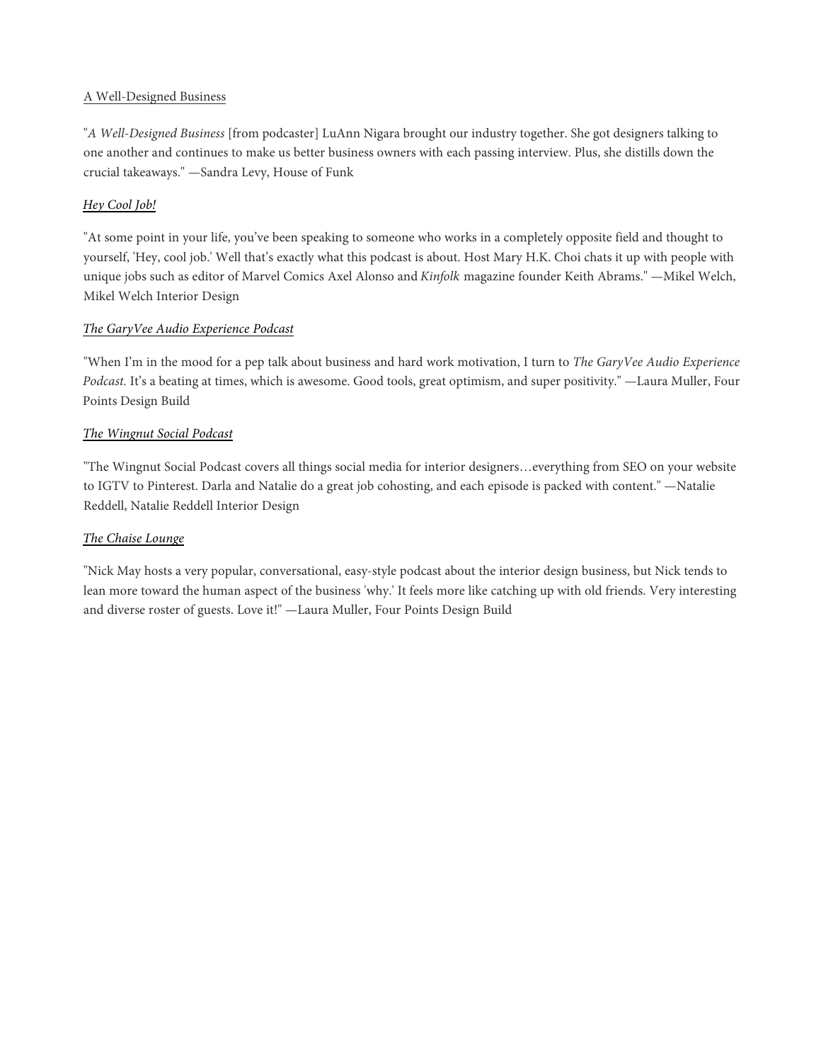A Well-Designed Business

"*A Well-Designed Business* [from podcaster] LuAnn Nigara brought our industry together. She got designers talking to one another and continues to make us better business owners with each passing interview. Plus, she distills down the crucial takeaways." —Sandra Levy, House of Funk

*Hey Cool Job!*

"At some point in your life, you've been speaking to someone who works in a completely opposite field and thought to yourself, 'Hey, cool job.' Well that's exactly what this podcast is about. Host Mary H.K. Choi chats it up with people with unique jobs such as editor of Marvel Comics Axel Alonso and *Kinfolk* magazine founder Keith Abrams." —Mikel Welch, Mikel Welch Interior Design

*The GaryVee Audio Experience Podcast*

"When I'm in the mood for a pep talk about business and hard work motivation, I turn to *The GaryVee Audio Experience Podcast.* It's a beating at times, which is awesome. Good tools, great optimism, and super positivity." —Laura Muller, Four Points Design Build

*The Wingnut Social Podcast*

"The Wingnut Social Podcast covers all things social media for interior designers…everything from SEO on your website to IGTV to Pinterest. Darla and Natalie do a great job cohosting, and each episode is packed with content." —Natalie Reddell, Natalie Reddell Interior Design

*The Chaise Lounge*

"Nick May hosts a very popular, conversational, easy-style podcast about the interior design business, but Nick tends to lean more toward the human aspect of the business 'why.' It feels more like catching up with old friends. Very interesting and diverse roster of guests. Love it!" —Laura Muller, Four Points Design Build